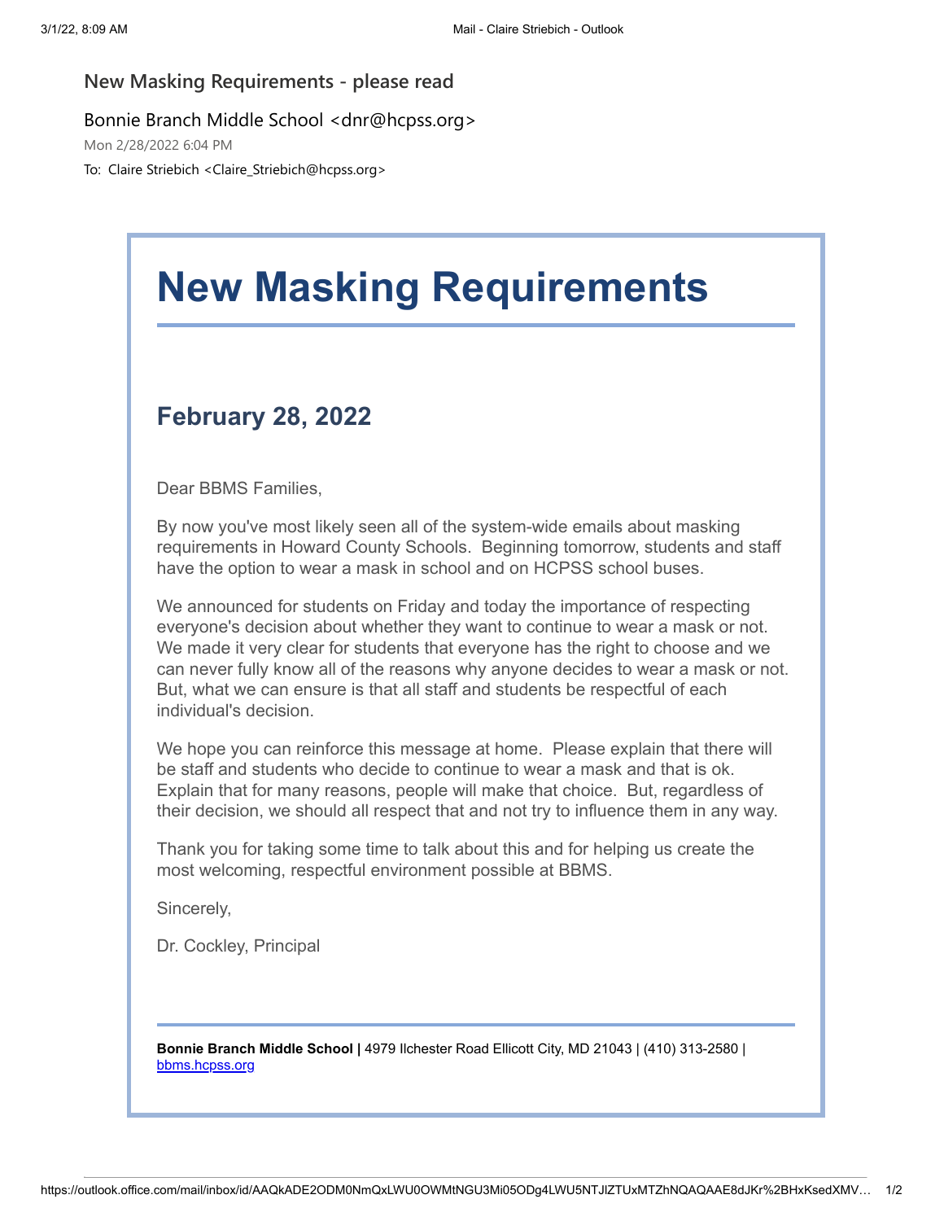New Masking Requirements - please read

Bonnie Branch Middle School <dnr@hcpss.org>

Mon 2/28/2022 6:04 PM

To: Claire Striebich <Claire_Striebich@hcpss.org>

# New Masking Requirements

## February 28, 2022

Dear BBMS Families,

By now you've most likely seen all of the system-wide emails about masking requirements in Howard County Schools. Beginning tomorrow, students and staff have the option to wear a mask in school and on HCPSS school buses.

We announced for students on Friday and today the importance of respecting everyone's decision about whether they want to continue to wear a mask or not. We made it very clear for students that everyone has the right to choose and we can never fully know all of the reasons why anyone decides to wear a mask or not. But, what we can ensure is that all staff and students be respectful of each individual's decision.

We hope you can reinforce this message at home. Please explain that there will be staff and students who decide to continue to wear a mask and that is ok. Explain that for many reasons, people will make that choice. But, regardless of their decision, we should all respect that and not try to influence them in any way.

Thank you for taking some time to talk about this and for helping us create the most welcoming, respectful environment possible at BBMS.

Sincerely,

Dr. Cockley, Principal

---

**Bonnie Branch Middle School |** 4979 Ilchester Road Ellicott City, MD 21043 | (410) 313-2580 | [bbms.hcpss.org](bbms.hcpss.org)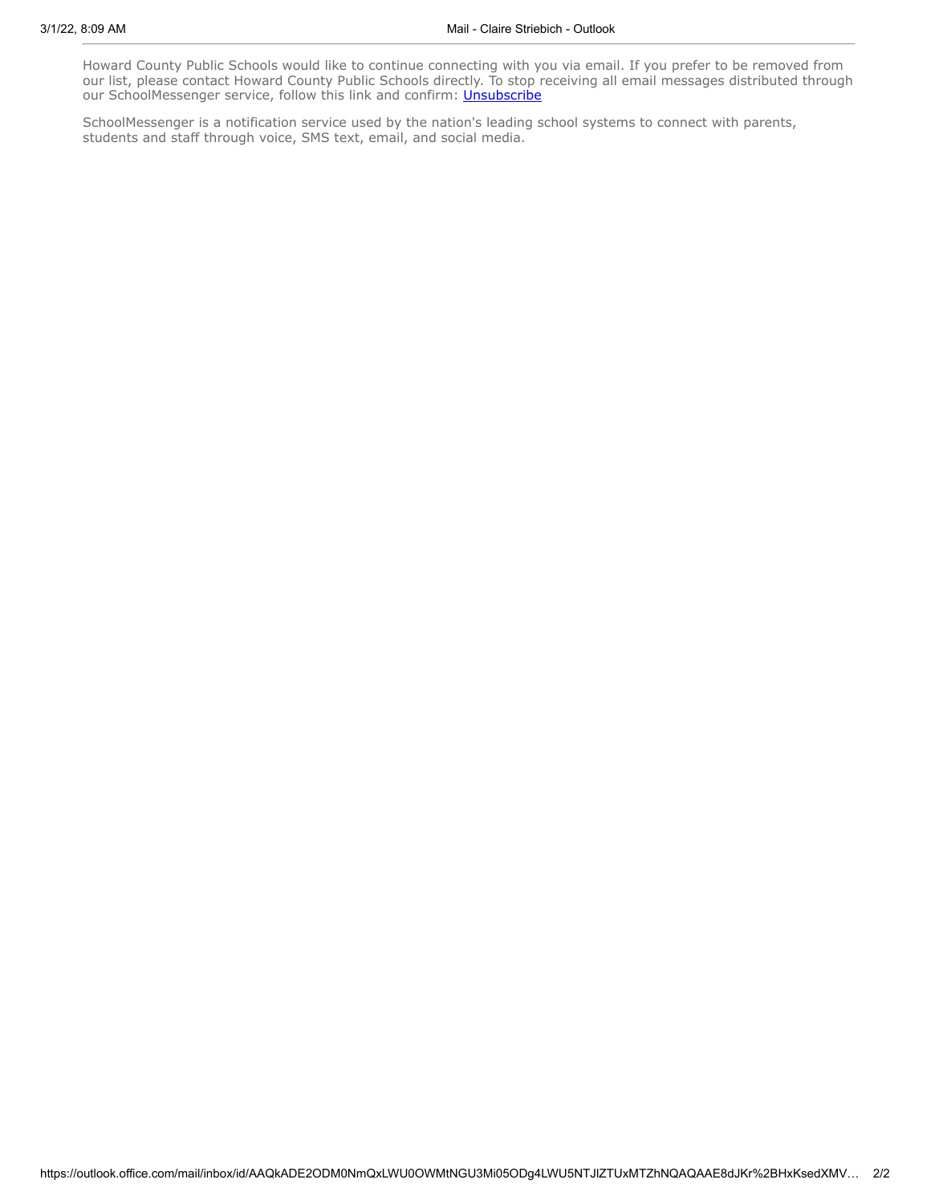Howard County Public Schools would like to continue connecting with you via email. If you prefer to be removed from our list, please contact Howard County Public Schools directly. To stop receiving all email messages distributed through our SchoolMessenger service, follow this link and confirm: Unsubscribe

SchoolMessenger is a notification service used by the nation's leading school systems to connect with parents, students and staff through voice, SMS text, email, and social media.